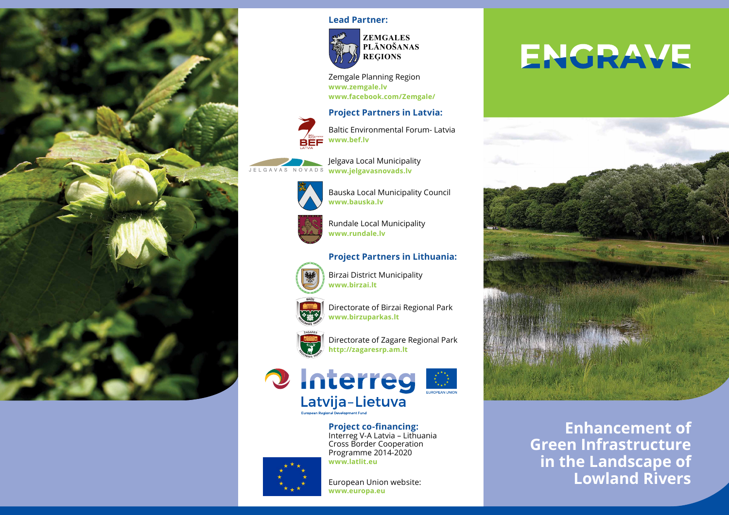**Lead Partner:**

ZEMGALES PLĀNOŠANAS REĢIONS

Zemgale Planning Region
www.zemgale.lv
www.facebook.com/Zemgale/

**Project Partners in Latvia:**

Baltic Environmental Forum- Latvia
www.bef.lv

Jelgava Local Municipality
www.jelgavasnovads.lv

Bauska Local Municipality Council
www.bauska.lv

Rundale Local Municipality
www.rundale.lv

**Project Partners in Lithuania:**

Birzai District Municipality
www.birzai.lt

Directorate of Birzai Regional Park
www.birzuparkas.lt

Directorate of Zagare Regional Park
http://zagaresrp.am.lt

Interreg Latvija–Lietuva
European Regional Development Fund
EUROPEAN UNION

**Project co-financing:**
Interreg V-A Latvia – Lithuania Cross Border Cooperation Programme 2014-2020
www.latlit.eu

European Union website:
www.europa.eu

# ENGRAVE

## Enhancement of Green Infrastructure in the Landscape of Lowland Rivers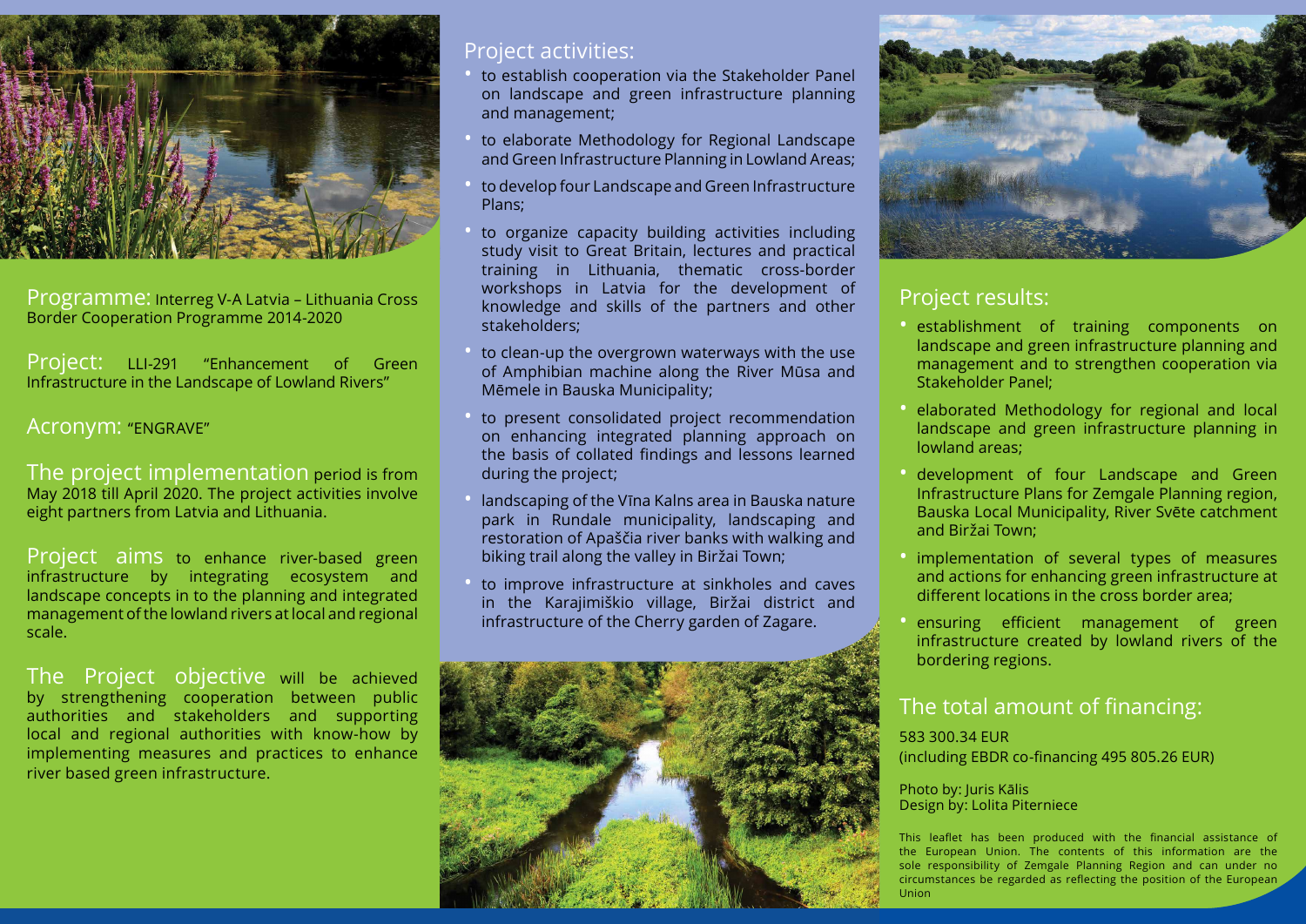**Programme:** Interreg V-A Latvia – Lithuania Cross Border Cooperation Programme 2014-2020

**Project:** LLI-291 "Enhancement of Green Infrastructure in the Landscape of Lowland Rivers"

**Acronym:** "ENGRAVE"

**The project implementation** period is from May 2018 till April 2020. The project activities involve eight partners from Latvia and Lithuania.

**Project aims** to enhance river-based green infrastructure by integrating ecosystem and landscape concepts in to the planning and integrated management of the lowland rivers at local and regional scale.

**The Project objective** will be achieved by strengthening cooperation between public authorities and stakeholders and supporting local and regional authorities with know-how by implementing measures and practices to enhance river based green infrastructure.

## Project activities:

- to establish cooperation via the Stakeholder Panel on landscape and green infrastructure planning and management;
- to elaborate Methodology for Regional Landscape and Green Infrastructure Planning in Lowland Areas;
- to develop four Landscape and Green Infrastructure Plans;
- to organize capacity building activities including study visit to Great Britain, lectures and practical training in Lithuania, thematic cross-border workshops in Latvia for the development of knowledge and skills of the partners and other stakeholders;
- to clean-up the overgrown waterways with the use of Amphibian machine along the River Mūsa and Mēmele in Bauska Municipality;
- to present consolidated project recommendation on enhancing integrated planning approach on the basis of collated findings and lessons learned during the project;
- landscaping of the Vīna Kalns area in Bauska nature park in Rundale municipality, landscaping and restoration of Apaščia river banks with walking and biking trail along the valley in Biržai Town;
- to improve infrastructure at sinkholes and caves in the Karajimiškio village, Biržai district and infrastructure of the Cherry garden of Zagare.

## Project results:

- establishment of training components on landscape and green infrastructure planning and management and to strengthen cooperation via Stakeholder Panel;
- elaborated Methodology for regional and local landscape and green infrastructure planning in lowland areas;
- development of four Landscape and Green Infrastructure Plans for Zemgale Planning region, Bauska Local Municipality, River Svēte catchment and Biržai Town;
- implementation of several types of measures and actions for enhancing green infrastructure at different locations in the cross border area;
- ensuring efficient management of green infrastructure created by lowland rivers of the bordering regions.

## The total amount of financing:

583 300.34 EUR
(including EBDR co-financing 495 805.26 EUR)

Photo by: Juris Kālis
Design by: Lolita Piterniece

This leaflet has been produced with the financial assistance of the European Union. The contents of this information are the sole responsibility of Zemgale Planning Region and can under no circumstances be regarded as reflecting the position of the European Union